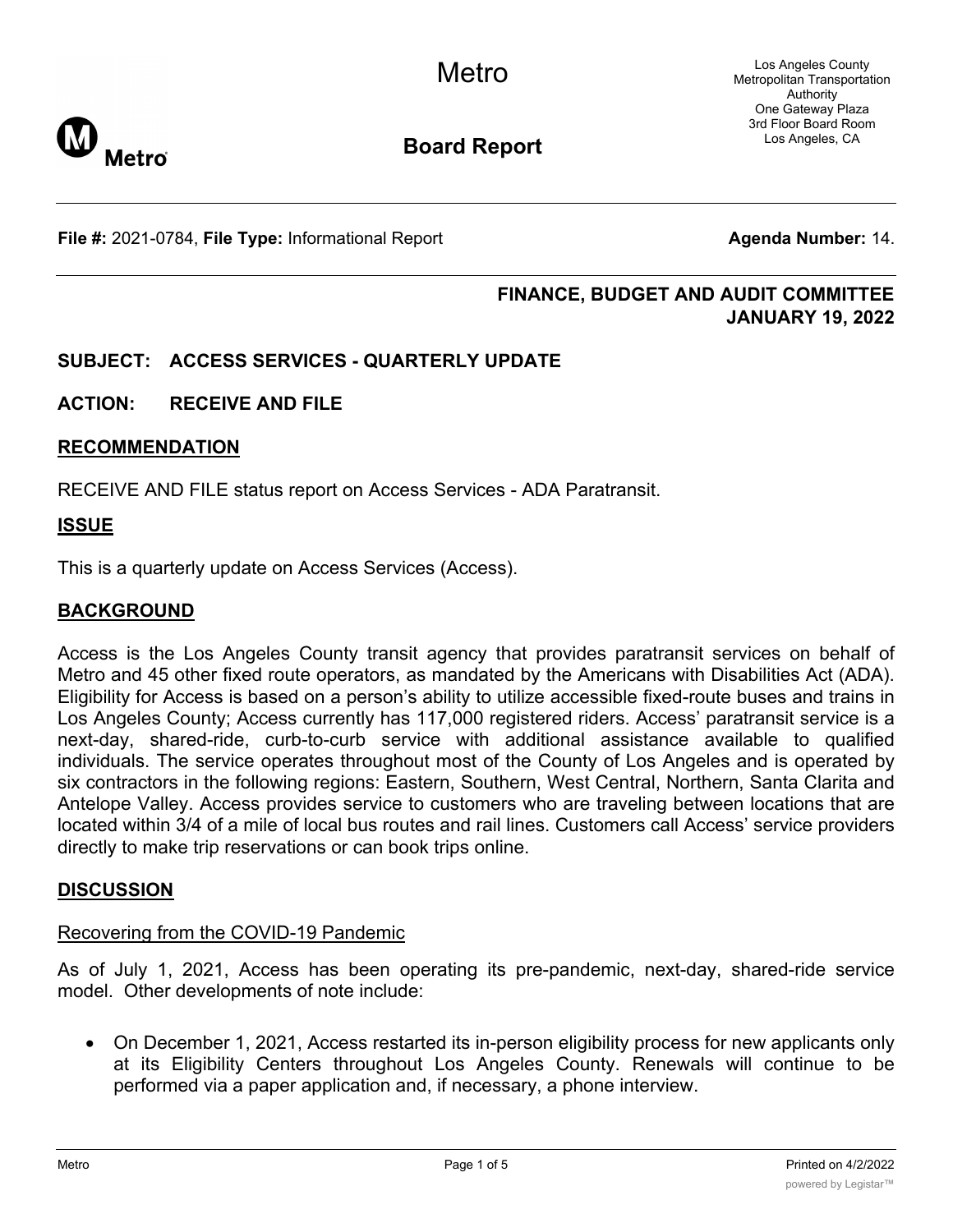# Metro

# Board Report

Los Angeles County Metropolitan Transportation Authority
One Gateway Plaza
3rd Floor Board Room
Los Angeles, CA

**File #:** 2021-0784, **File Type:** Informational Report **Agenda Number:** 14.

**FINANCE, BUDGET AND AUDIT COMMITTEE**
**JANUARY 19, 2022**

**SUBJECT: ACCESS SERVICES - QUARTERLY UPDATE**

**ACTION: RECEIVE AND FILE**

## RECOMMENDATION

RECEIVE AND FILE status report on Access Services - ADA Paratransit.

## ISSUE

This is a quarterly update on Access Services (Access).

## BACKGROUND

Access is the Los Angeles County transit agency that provides paratransit services on behalf of Metro and 45 other fixed route operators, as mandated by the Americans with Disabilities Act (ADA). Eligibility for Access is based on a person's ability to utilize accessible fixed-route buses and trains in Los Angeles County; Access currently has 117,000 registered riders. Access' paratransit service is a next-day, shared-ride, curb-to-curb service with additional assistance available to qualified individuals. The service operates throughout most of the County of Los Angeles and is operated by six contractors in the following regions: Eastern, Southern, West Central, Northern, Santa Clarita and Antelope Valley. Access provides service to customers who are traveling between locations that are located within 3/4 of a mile of local bus routes and rail lines. Customers call Access' service providers directly to make trip reservations or can book trips online.

## DISCUSSION

Recovering from the COVID-19 Pandemic

As of July 1, 2021, Access has been operating its pre-pandemic, next-day, shared-ride service model. Other developments of note include:

- On December 1, 2021, Access restarted its in-person eligibility process for new applicants only at its Eligibility Centers throughout Los Angeles County. Renewals will continue to be performed via a paper application and, if necessary, a phone interview.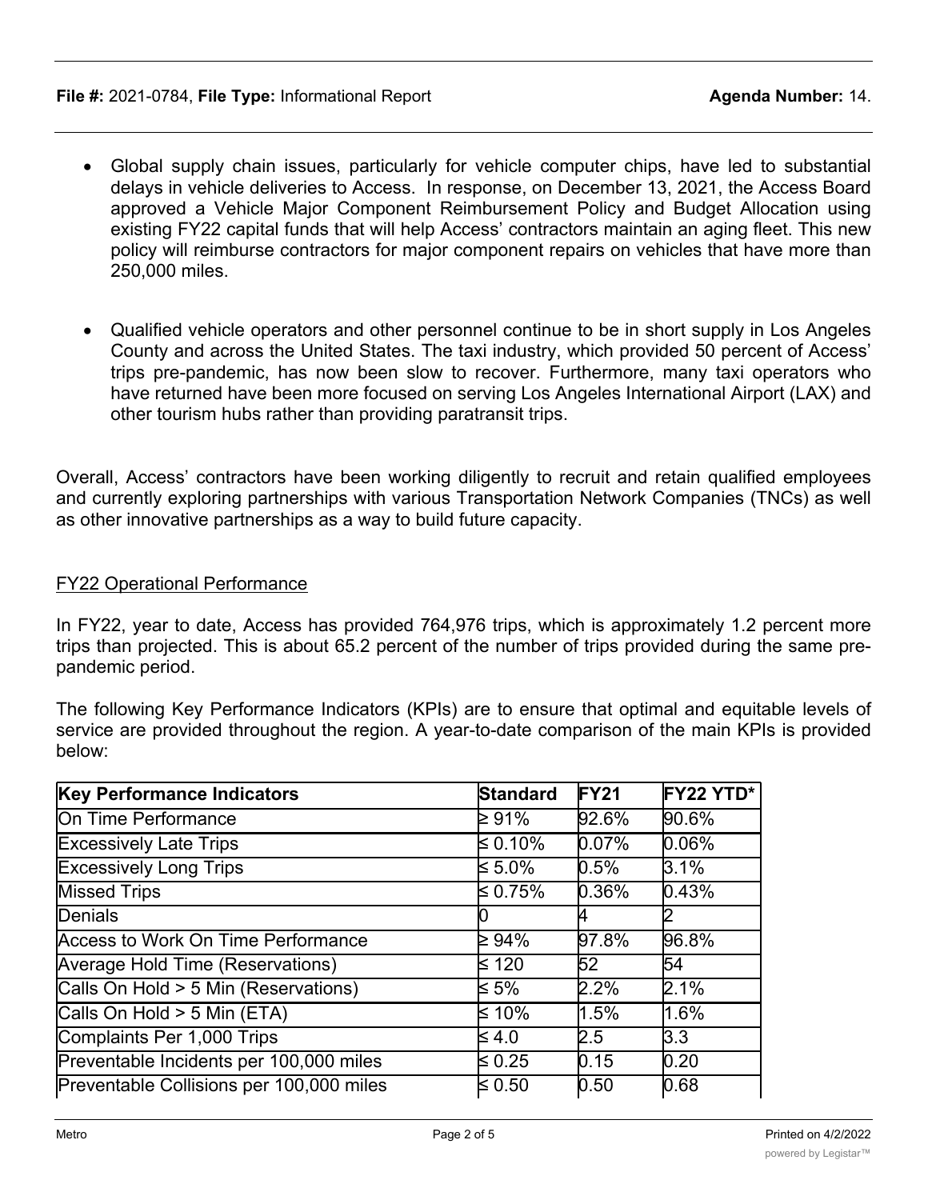- Global supply chain issues, particularly for vehicle computer chips, have led to substantial delays in vehicle deliveries to Access. In response, on December 13, 2021, the Access Board approved a Vehicle Major Component Reimbursement Policy and Budget Allocation using existing FY22 capital funds that will help Access' contractors maintain an aging fleet. This new policy will reimburse contractors for major component repairs on vehicles that have more than 250,000 miles.

- Qualified vehicle operators and other personnel continue to be in short supply in Los Angeles County and across the United States. The taxi industry, which provided 50 percent of Access' trips pre-pandemic, has now been slow to recover. Furthermore, many taxi operators who have returned have been more focused on serving Los Angeles International Airport (LAX) and other tourism hubs rather than providing paratransit trips.

Overall, Access' contractors have been working diligently to recruit and retain qualified employees and currently exploring partnerships with various Transportation Network Companies (TNCs) as well as other innovative partnerships as a way to build future capacity.

FY22 Operational Performance

In FY22, year to date, Access has provided 764,976 trips, which is approximately 1.2 percent more trips than projected. This is about 65.2 percent of the number of trips provided during the same pre-pandemic period.

The following Key Performance Indicators (KPIs) are to ensure that optimal and equitable levels of service are provided throughout the region. A year-to-date comparison of the main KPIs is provided below:

| Key Performance Indicators | Standard | FY21 | FY22 YTD* |
|---|---|---|---|
| On Time Performance | ≥ 91% | 92.6% | 90.6% |
| Excessively Late Trips | ≤ 0.10% | 0.07% | 0.06% |
| Excessively Long Trips | ≤ 5.0% | 0.5% | 3.1% |
| Missed Trips | ≤ 0.75% | 0.36% | 0.43% |
| Denials | 0 | 4 | 2 |
| Access to Work On Time Performance | ≥ 94% | 97.8% | 96.8% |
| Average Hold Time (Reservations) | ≤ 120 | 52 | 54 |
| Calls On Hold > 5 Min (Reservations) | ≤ 5% | 2.2% | 2.1% |
| Calls On Hold > 5 Min (ETA) | ≤ 10% | 1.5% | 1.6% |
| Complaints Per 1,000 Trips | ≤ 4.0 | 2.5 | 3.3 |
| Preventable Incidents per 100,000 miles | ≤ 0.25 | 0.15 | 0.20 |
| Preventable Collisions per 100,000 miles | ≤ 0.50 | 0.50 | 0.68 |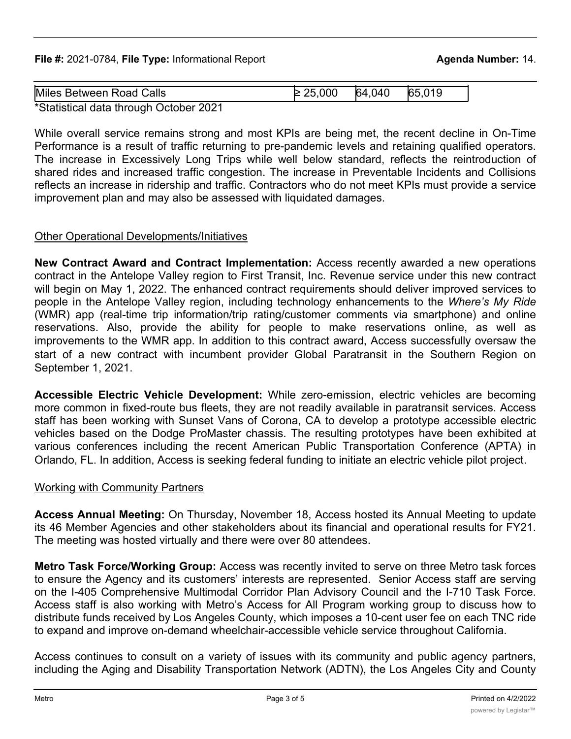File #: 2021-0784, File Type: Informational Report Agenda Number: 14.

| Miles Between Road Calls | ≥ 25,000 | 64,040 | 65,019 |
|---|---|---|---|

*Statistical data through October 2021

While overall service remains strong and most KPIs are being met, the recent decline in On-Time Performance is a result of traffic returning to pre-pandemic levels and retaining qualified operators. The increase in Excessively Long Trips while well below standard, reflects the reintroduction of shared rides and increased traffic congestion. The increase in Preventable Incidents and Collisions reflects an increase in ridership and traffic. Contractors who do not meet KPIs must provide a service improvement plan and may also be assessed with liquidated damages.

Other Operational Developments/Initiatives

**New Contract Award and Contract Implementation:** Access recently awarded a new operations contract in the Antelope Valley region to First Transit, Inc. Revenue service under this new contract will begin on May 1, 2022. The enhanced contract requirements should deliver improved services to people in the Antelope Valley region, including technology enhancements to the *Where's My Ride* (WMR) app (real-time trip information/trip rating/customer comments via smartphone) and online reservations. Also, provide the ability for people to make reservations online, as well as improvements to the WMR app. In addition to this contract award, Access successfully oversaw the start of a new contract with incumbent provider Global Paratransit in the Southern Region on September 1, 2021.

**Accessible Electric Vehicle Development:** While zero-emission, electric vehicles are becoming more common in fixed-route bus fleets, they are not readily available in paratransit services. Access staff has been working with Sunset Vans of Corona, CA to develop a prototype accessible electric vehicles based on the Dodge ProMaster chassis. The resulting prototypes have been exhibited at various conferences including the recent American Public Transportation Conference (APTA) in Orlando, FL. In addition, Access is seeking federal funding to initiate an electric vehicle pilot project.

Working with Community Partners

**Access Annual Meeting:** On Thursday, November 18, Access hosted its Annual Meeting to update its 46 Member Agencies and other stakeholders about its financial and operational results for FY21. The meeting was hosted virtually and there were over 80 attendees.

**Metro Task Force/Working Group:** Access was recently invited to serve on three Metro task forces to ensure the Agency and its customers' interests are represented. Senior Access staff are serving on the I-405 Comprehensive Multimodal Corridor Plan Advisory Council and the I-710 Task Force. Access staff is also working with Metro's Access for All Program working group to discuss how to distribute funds received by Los Angeles County, which imposes a 10-cent user fee on each TNC ride to expand and improve on-demand wheelchair-accessible vehicle service throughout California.

Access continues to consult on a variety of issues with its community and public agency partners, including the Aging and Disability Transportation Network (ADTN), the Los Angeles City and County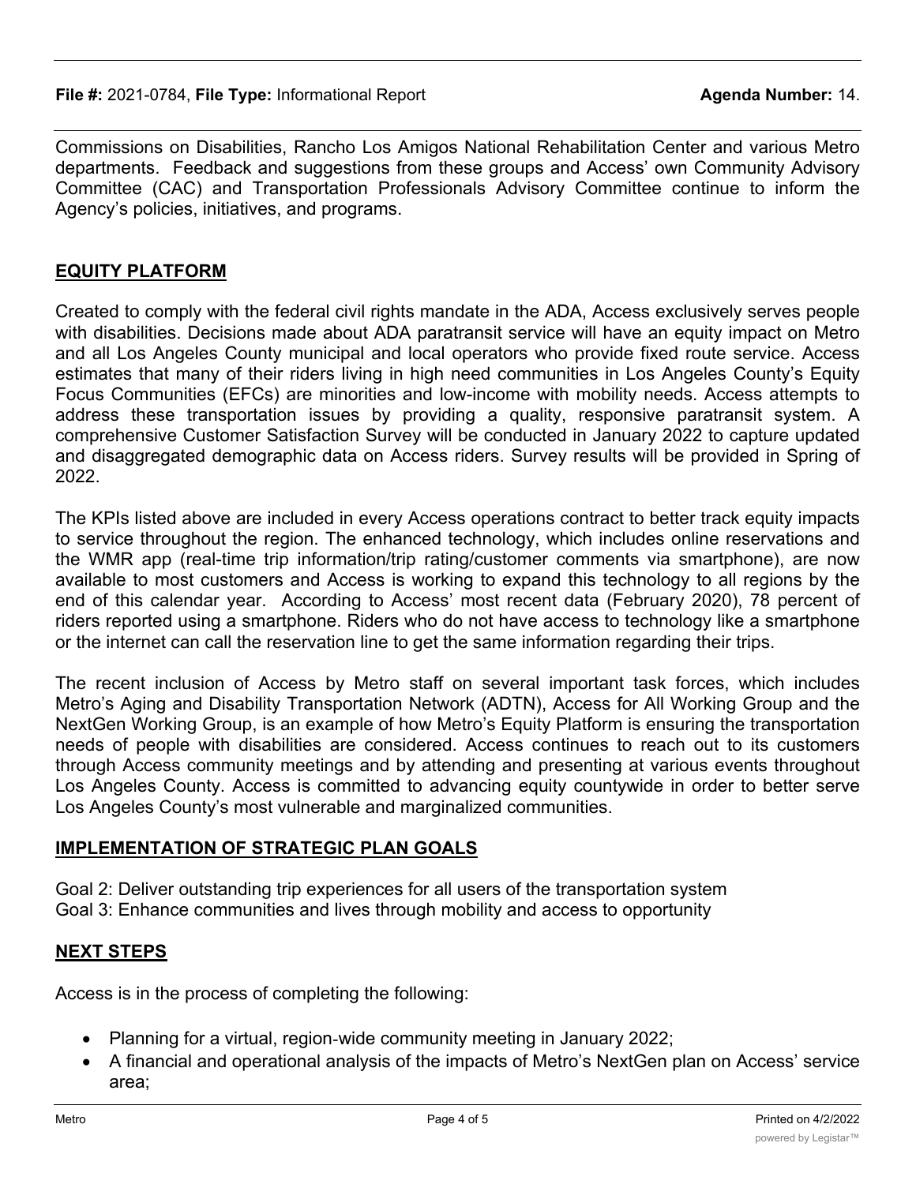Commissions on Disabilities, Rancho Los Amigos National Rehabilitation Center and various Metro departments. Feedback and suggestions from these groups and Access' own Community Advisory Committee (CAC) and Transportation Professionals Advisory Committee continue to inform the Agency's policies, initiatives, and programs.

## EQUITY PLATFORM

Created to comply with the federal civil rights mandate in the ADA, Access exclusively serves people with disabilities. Decisions made about ADA paratransit service will have an equity impact on Metro and all Los Angeles County municipal and local operators who provide fixed route service. Access estimates that many of their riders living in high need communities in Los Angeles County's Equity Focus Communities (EFCs) are minorities and low-income with mobility needs. Access attempts to address these transportation issues by providing a quality, responsive paratransit system. A comprehensive Customer Satisfaction Survey will be conducted in January 2022 to capture updated and disaggregated demographic data on Access riders. Survey results will be provided in Spring of 2022.

The KPIs listed above are included in every Access operations contract to better track equity impacts to service throughout the region. The enhanced technology, which includes online reservations and the WMR app (real-time trip information/trip rating/customer comments via smartphone), are now available to most customers and Access is working to expand this technology to all regions by the end of this calendar year. According to Access' most recent data (February 2020), 78 percent of riders reported using a smartphone. Riders who do not have access to technology like a smartphone or the internet can call the reservation line to get the same information regarding their trips.

The recent inclusion of Access by Metro staff on several important task forces, which includes Metro's Aging and Disability Transportation Network (ADTN), Access for All Working Group and the NextGen Working Group, is an example of how Metro's Equity Platform is ensuring the transportation needs of people with disabilities are considered. Access continues to reach out to its customers through Access community meetings and by attending and presenting at various events throughout Los Angeles County. Access is committed to advancing equity countywide in order to better serve Los Angeles County's most vulnerable and marginalized communities.

## IMPLEMENTATION OF STRATEGIC PLAN GOALS

Goal 2: Deliver outstanding trip experiences for all users of the transportation system
Goal 3: Enhance communities and lives through mobility and access to opportunity

## NEXT STEPS

Access is in the process of completing the following:

- Planning for a virtual, region-wide community meeting in January 2022;
- A financial and operational analysis of the impacts of Metro's NextGen plan on Access' service area;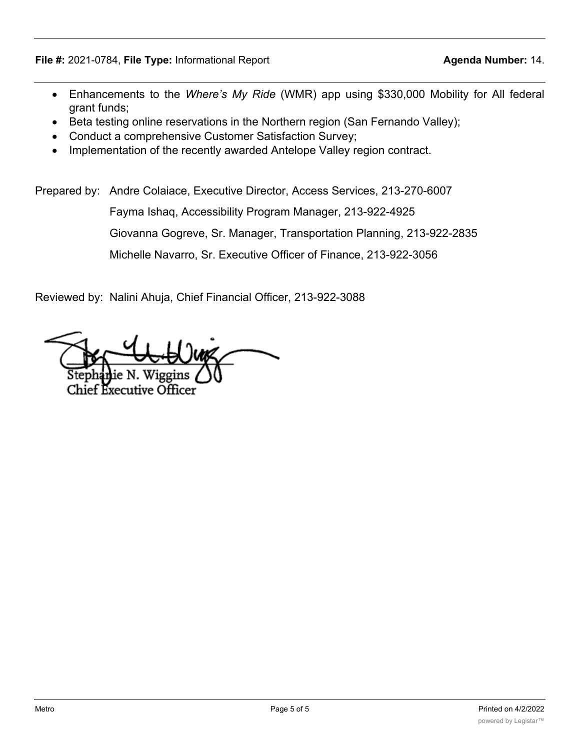- Enhancements to the *Where's My Ride* (WMR) app using $330,000 Mobility for All federal grant funds;
- Beta testing online reservations in the Northern region (San Fernando Valley);
- Conduct a comprehensive Customer Satisfaction Survey;
- Implementation of the recently awarded Antelope Valley region contract.

Prepared by: Andre Colaiace, Executive Director, Access Services, 213-270-6007

Fayma Ishaq, Accessibility Program Manager, 213-922-4925

Giovanna Gogreve, Sr. Manager, Transportation Planning, 213-922-2835

Michelle Navarro, Sr. Executive Officer of Finance, 213-922-3056

Reviewed by: Nalini Ahuja, Chief Financial Officer, 213-922-3088

Stephanie N. Wiggins
Chief Executive Officer